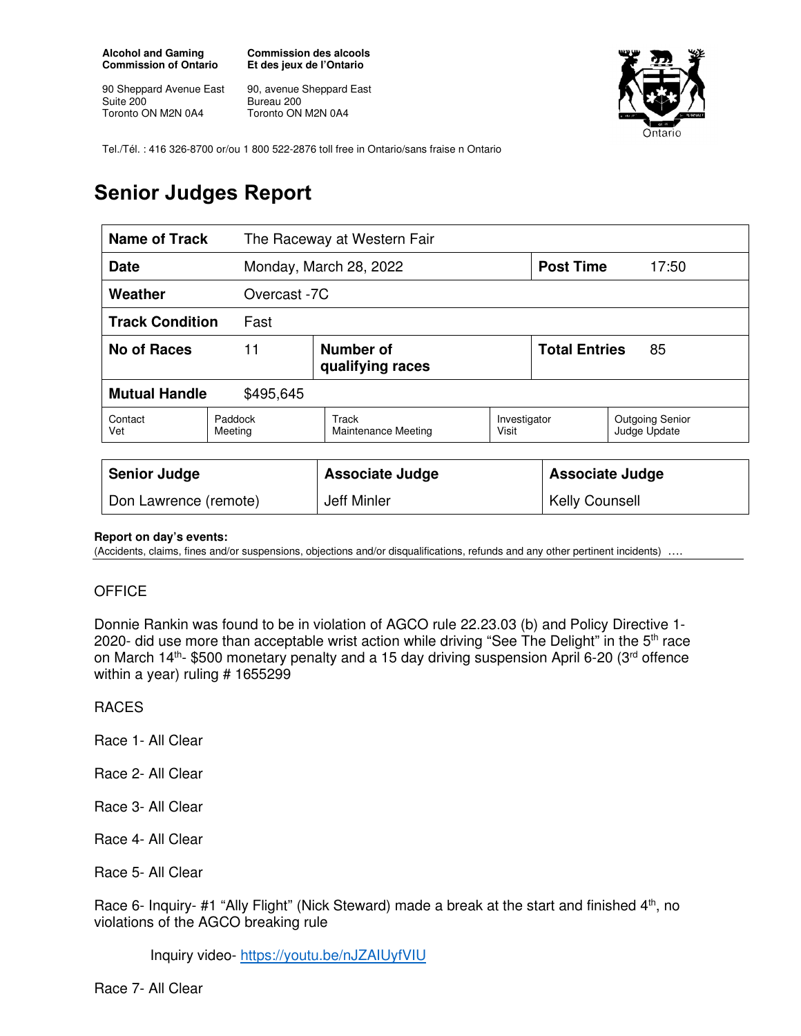**Alcohol and Gaming Commission of Ontario**

90 Sheppard Avenue East
Suite 200
Toronto ON M2N 0A4

**Commission des alcools Et des jeux de l'Ontario**

90, avenue Sheppard East
Bureau 200
Toronto ON M2N 0A4

Tel./Tél. : 416 326-8700 or/ou 1 800 522-2876 toll free in Ontario/sans fraise n Ontario

# Senior Judges Report

| **Name of Track** | The Raceway at Western Fair | | | |
|---|---|---|---|---|
| **Date** | Monday, March 28, 2022 | | **Post Time** | 17:50 |
| **Weather** | Overcast -7C | | | |
| **Track Condition** | Fast | | | |
| **No of Races** | 11 | **Number of qualifying races** | **Total Entries** | 85 |
| **Mutual Handle** | $495,645 | | | |

| Contact Vet | Paddock Meeting | Track Maintenance Meeting | Investigator Visit | Outgoing Senior Judge Update |
|---|---|---|---|---|

| **Senior Judge** | **Associate Judge** | **Associate Judge** |
|---|---|---|
| Don Lawrence (remote) | Jeff Minler | Kelly Counsell |

**Report on day's events:**
(Accidents, claims, fines and/or suspensions, objections and/or disqualifications, refunds and any other pertinent incidents) ….

OFFICE

Donnie Rankin was found to be in violation of AGCO rule 22.23.03 (b) and Policy Directive 1-2020- did use more than acceptable wrist action while driving "See The Delight" in the 5th race on March 14th- $500 monetary penalty and a 15 day driving suspension April 6-20 (3rd offence within a year) ruling # 1655299

RACES

Race 1- All Clear

Race 2- All Clear

Race 3- All Clear

Race 4- All Clear

Race 5- All Clear

Race 6- Inquiry- #1 "Ally Flight" (Nick Steward) made a break at the start and finished 4th, no violations of the AGCO breaking rule

Inquiry video- https://youtu.be/nJZAIUyfVIU

Race 7- All Clear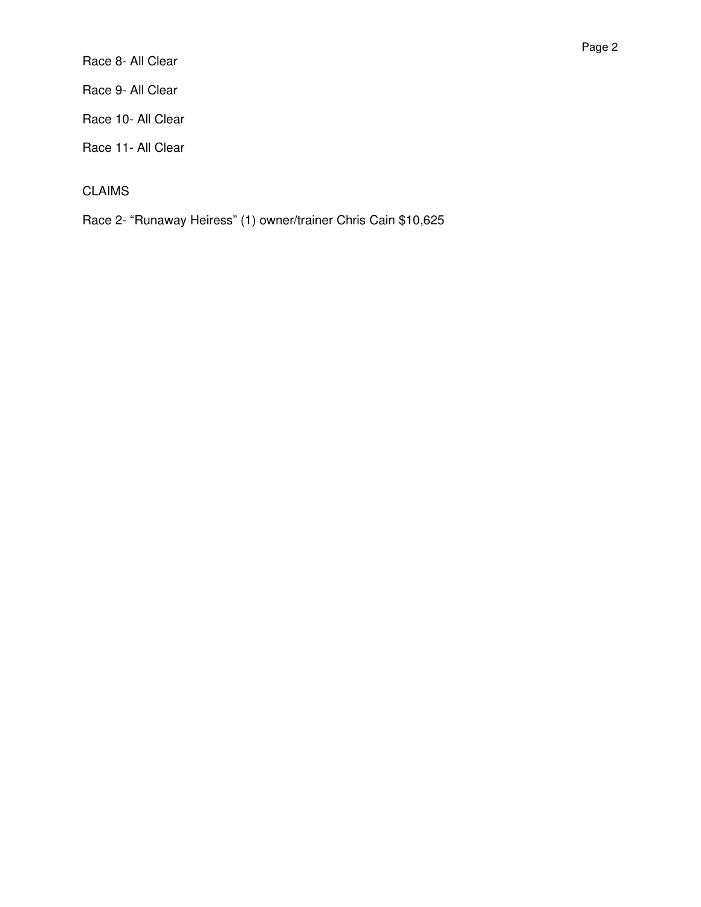Race 8- All Clear

Race 9- All Clear

Race 10- All Clear

Race 11- All Clear

CLAIMS

Race 2- “Runaway Heiress” (1) owner/trainer Chris Cain $10,625